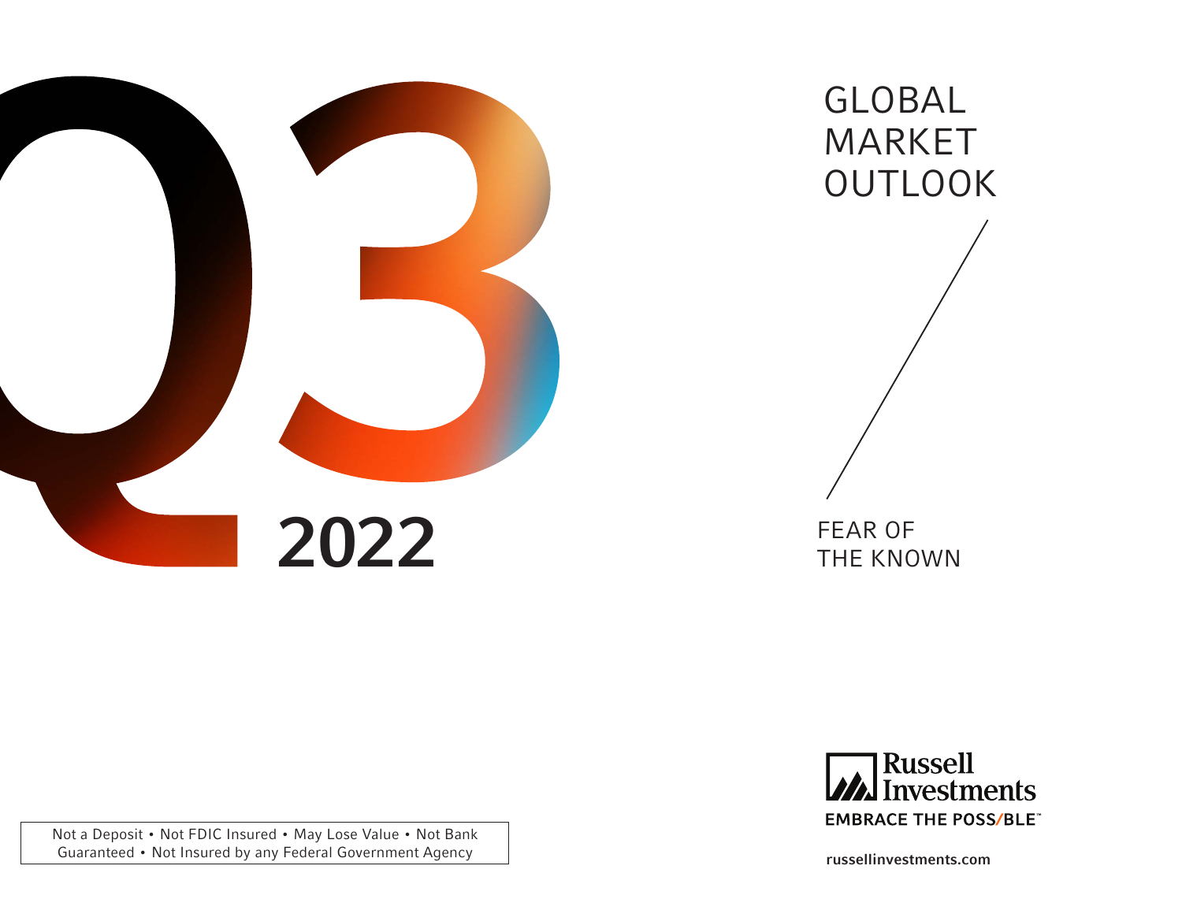# Q3 2022

# GLOBAL MARKET OUTLOOK

## FEAR OF THE KNOWN

Russell Investments

EMBRACE THE POSS/BLE™

russellinvestments.com

Not a Deposit • Not FDIC Insured • May Lose Value • Not Bank Guaranteed • Not Insured by any Federal Government Agency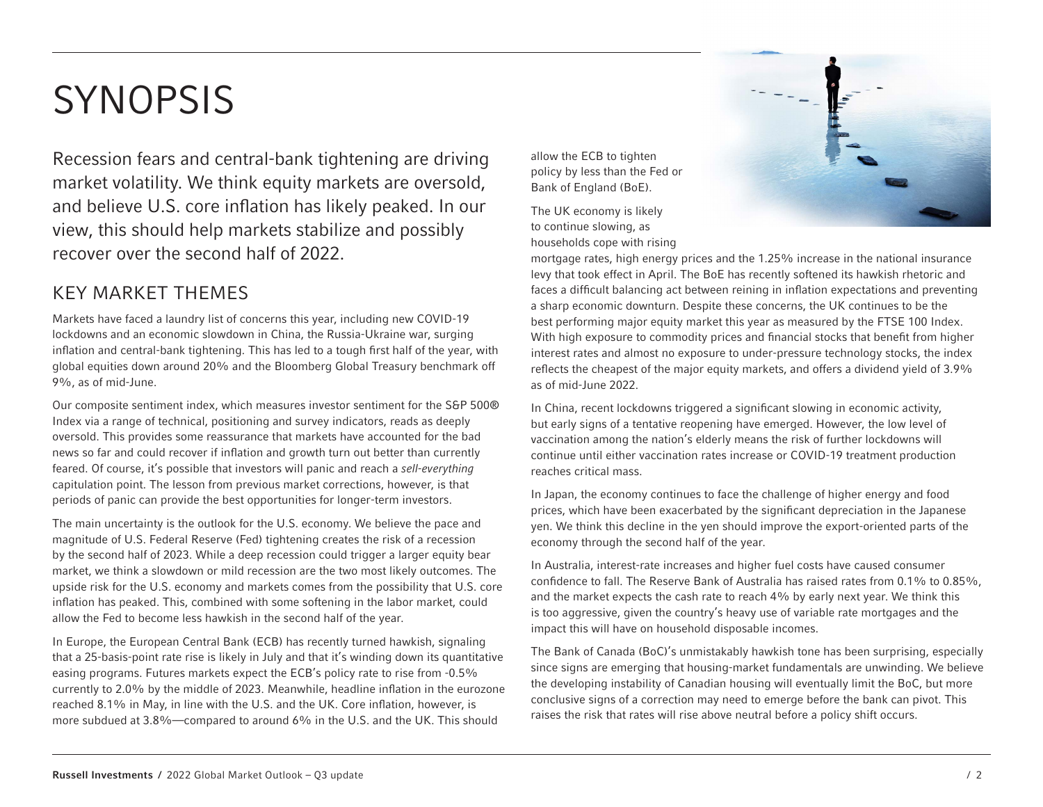# SYNOPSIS

Recession fears and central-bank tightening are driving market volatility. We think equity markets are oversold, and believe U.S. core inflation has likely peaked. In our view, this should help markets stabilize and possibly recover over the second half of 2022.

## KEY MARKET THEMES

Markets have faced a laundry list of concerns this year, including new COVID-19 lockdowns and an economic slowdown in China, the Russia-Ukraine war, surging inflation and central-bank tightening. This has led to a tough first half of the year, with global equities down around 20% and the Bloomberg Global Treasury benchmark off 9%, as of mid-June.

Our composite sentiment index, which measures investor sentiment for the S&P 500® Index via a range of technical, positioning and survey indicators, reads as deeply oversold. This provides some reassurance that markets have accounted for the bad news so far and could recover if inflation and growth turn out better than currently feared. Of course, it's possible that investors will panic and reach a *sell-everything* capitulation point. The lesson from previous market corrections, however, is that periods of panic can provide the best opportunities for longer-term investors.

The main uncertainty is the outlook for the U.S. economy. We believe the pace and magnitude of U.S. Federal Reserve (Fed) tightening creates the risk of a recession by the second half of 2023. While a deep recession could trigger a larger equity bear market, we think a slowdown or mild recession are the two most likely outcomes. The upside risk for the U.S. economy and markets comes from the possibility that U.S. core inflation has peaked. This, combined with some softening in the labor market, could allow the Fed to become less hawkish in the second half of the year.

In Europe, the European Central Bank (ECB) has recently turned hawkish, signaling that a 25-basis-point rate rise is likely in July and that it's winding down its quantitative easing programs. Futures markets expect the ECB's policy rate to rise from -0.5% currently to 2.0% by the middle of 2023. Meanwhile, headline inflation in the eurozone reached 8.1% in May, in line with the U.S. and the UK. Core inflation, however, is more subdued at 3.8%—compared to around 6% in the U.S. and the UK. This should allow the ECB to tighten policy by less than the Fed or Bank of England (BoE).

The UK economy is likely to continue slowing, as households cope with rising mortgage rates, high energy prices and the 1.25% increase in the national insurance levy that took effect in April. The BoE has recently softened its hawkish rhetoric and faces a difficult balancing act between reining in inflation expectations and preventing a sharp economic downturn. Despite these concerns, the UK continues to be the best performing major equity market this year as measured by the FTSE 100 Index. With high exposure to commodity prices and financial stocks that benefit from higher interest rates and almost no exposure to under-pressure technology stocks, the index reflects the cheapest of the major equity markets, and offers a dividend yield of 3.9% as of mid-June 2022.

In China, recent lockdowns triggered a significant slowing in economic activity, but early signs of a tentative reopening have emerged. However, the low level of vaccination among the nation's elderly means the risk of further lockdowns will continue until either vaccination rates increase or COVID-19 treatment production reaches critical mass.

In Japan, the economy continues to face the challenge of higher energy and food prices, which have been exacerbated by the significant depreciation in the Japanese yen. We think this decline in the yen should improve the export-oriented parts of the economy through the second half of the year.

In Australia, interest-rate increases and higher fuel costs have caused consumer confidence to fall. The Reserve Bank of Australia has raised rates from 0.1% to 0.85%, and the market expects the cash rate to reach 4% by early next year. We think this is too aggressive, given the country's heavy use of variable rate mortgages and the impact this will have on household disposable incomes.

The Bank of Canada (BoC)'s unmistakably hawkish tone has been surprising, especially since signs are emerging that housing-market fundamentals are unwinding. We believe the developing instability of Canadian housing will eventually limit the BoC, but more conclusive signs of a correction may need to emerge before the bank can pivot. This raises the risk that rates will rise above neutral before a policy shift occurs.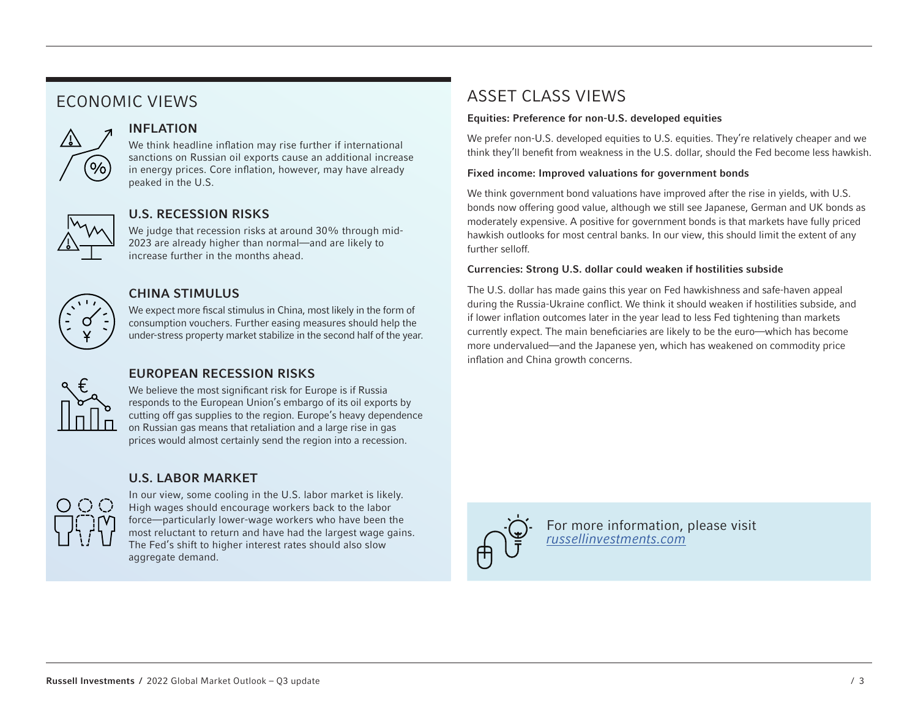## ECONOMIC VIEWS

### INFLATION

We think headline inflation may rise further if international sanctions on Russian oil exports cause an additional increase in energy prices. Core inflation, however, may have already peaked in the U.S.

### U.S. RECESSION RISKS

We judge that recession risks at around 30% through mid-2023 are already higher than normal—and are likely to increase further in the months ahead.

### CHINA STIMULUS

We expect more fiscal stimulus in China, most likely in the form of consumption vouchers. Further easing measures should help the under-stress property market stabilize in the second half of the year.

### EUROPEAN RECESSION RISKS

We believe the most significant risk for Europe is if Russia responds to the European Union's embargo of its oil exports by cutting off gas supplies to the region. Europe's heavy dependence on Russian gas means that retaliation and a large rise in gas prices would almost certainly send the region into a recession.

### U.S. LABOR MARKET

In our view, some cooling in the U.S. labor market is likely. High wages should encourage workers back to the labor force—particularly lower-wage workers who have been the most reluctant to return and have had the largest wage gains. The Fed's shift to higher interest rates should also slow aggregate demand.

## ASSET CLASS VIEWS

**Equities: Preference for non-U.S. developed equities**

We prefer non-U.S. developed equities to U.S. equities. They're relatively cheaper and we think they'll benefit from weakness in the U.S. dollar, should the Fed become less hawkish.

**Fixed income: Improved valuations for government bonds**

We think government bond valuations have improved after the rise in yields, with U.S. bonds now offering good value, although we still see Japanese, German and UK bonds as moderately expensive. A positive for government bonds is that markets have fully priced hawkish outlooks for most central banks. In our view, this should limit the extent of any further selloff.

**Currencies: Strong U.S. dollar could weaken if hostilities subside**

The U.S. dollar has made gains this year on Fed hawkishness and safe-haven appeal during the Russia-Ukraine conflict. We think it should weaken if hostilities subside, and if lower inflation outcomes later in the year lead to less Fed tightening than markets currently expect. The main beneficiaries are likely to be the euro—which has become more undervalued—and the Japanese yen, which has weakened on commodity price inflation and China growth concerns.

For more information, please visit *russellinvestments.com*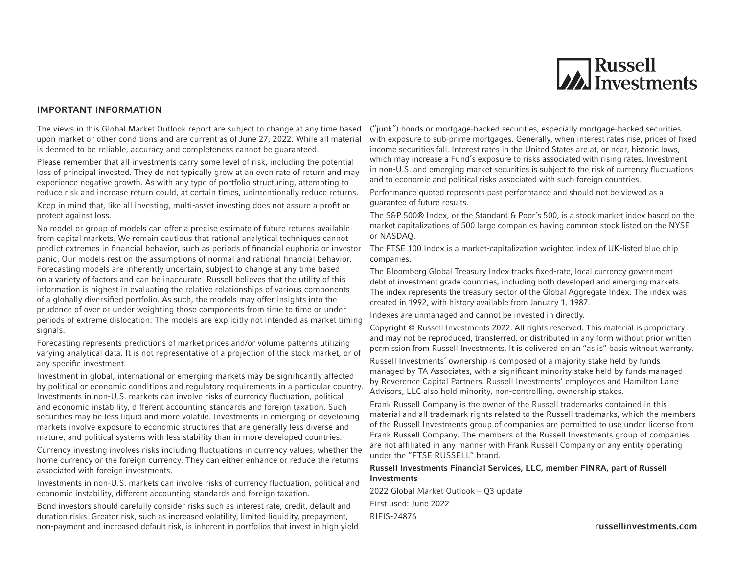Russell Investments

## IMPORTANT INFORMATION

The views in this Global Market Outlook report are subject to change at any time based upon market or other conditions and are current as of June 27, 2022. While all material is deemed to be reliable, accuracy and completeness cannot be guaranteed.

Please remember that all investments carry some level of risk, including the potential loss of principal invested. They do not typically grow at an even rate of return and may experience negative growth. As with any type of portfolio structuring, attempting to reduce risk and increase return could, at certain times, unintentionally reduce returns.

Keep in mind that, like all investing, multi-asset investing does not assure a profit or protect against loss.

No model or group of models can offer a precise estimate of future returns available from capital markets. We remain cautious that rational analytical techniques cannot predict extremes in financial behavior, such as periods of financial euphoria or investor panic. Our models rest on the assumptions of normal and rational financial behavior. Forecasting models are inherently uncertain, subject to change at any time based on a variety of factors and can be inaccurate. Russell believes that the utility of this information is highest in evaluating the relative relationships of various components of a globally diversified portfolio. As such, the models may offer insights into the prudence of over or under weighting those components from time to time or under periods of extreme dislocation. The models are explicitly not intended as market timing signals.

Forecasting represents predictions of market prices and/or volume patterns utilizing varying analytical data. It is not representative of a projection of the stock market, or of any specific investment.

Investment in global, international or emerging markets may be significantly affected by political or economic conditions and regulatory requirements in a particular country. Investments in non-U.S. markets can involve risks of currency fluctuation, political and economic instability, different accounting standards and foreign taxation. Such securities may be less liquid and more volatile. Investments in emerging or developing markets involve exposure to economic structures that are generally less diverse and mature, and political systems with less stability than in more developed countries.

Currency investing involves risks including fluctuations in currency values, whether the home currency or the foreign currency. They can either enhance or reduce the returns associated with foreign investments.

Investments in non-U.S. markets can involve risks of currency fluctuation, political and economic instability, different accounting standards and foreign taxation.

Bond investors should carefully consider risks such as interest rate, credit, default and duration risks. Greater risk, such as increased volatility, limited liquidity, prepayment, non-payment and increased default risk, is inherent in portfolios that invest in high yield ("junk") bonds or mortgage-backed securities, especially mortgage-backed securities with exposure to sub-prime mortgages. Generally, when interest rates rise, prices of fixed income securities fall. Interest rates in the United States are at, or near, historic lows, which may increase a Fund's exposure to risks associated with rising rates. Investment in non-U.S. and emerging market securities is subject to the risk of currency fluctuations and to economic and political risks associated with such foreign countries.

Performance quoted represents past performance and should not be viewed as a guarantee of future results.

The S&P 500® Index, or the Standard & Poor's 500, is a stock market index based on the market capitalizations of 500 large companies having common stock listed on the NYSE or NASDAQ.

The FTSE 100 Index is a market-capitalization weighted index of UK-listed blue chip companies.

The Bloomberg Global Treasury Index tracks fixed-rate, local currency government debt of investment grade countries, including both developed and emerging markets. The index represents the treasury sector of the Global Aggregate Index. The index was created in 1992, with history available from January 1, 1987.

Indexes are unmanaged and cannot be invested in directly.

Copyright © Russell Investments 2022. All rights reserved. This material is proprietary and may not be reproduced, transferred, or distributed in any form without prior written permission from Russell Investments. It is delivered on an "as is" basis without warranty.

Russell Investments' ownership is composed of a majority stake held by funds managed by TA Associates, with a significant minority stake held by funds managed by Reverence Capital Partners. Russell Investments' employees and Hamilton Lane Advisors, LLC also hold minority, non-controlling, ownership stakes.

Frank Russell Company is the owner of the Russell trademarks contained in this material and all trademark rights related to the Russell trademarks, which the members of the Russell Investments group of companies are permitted to use under license from Frank Russell Company. The members of the Russell Investments group of companies are not affiliated in any manner with Frank Russell Company or any entity operating under the "FTSE RUSSELL" brand.

**Russell Investments Financial Services, LLC, member FINRA, part of Russell Investments**

2022 Global Market Outlook – Q3 update

First used: June 2022

RIFIS-24876

**russellinvestments.com**